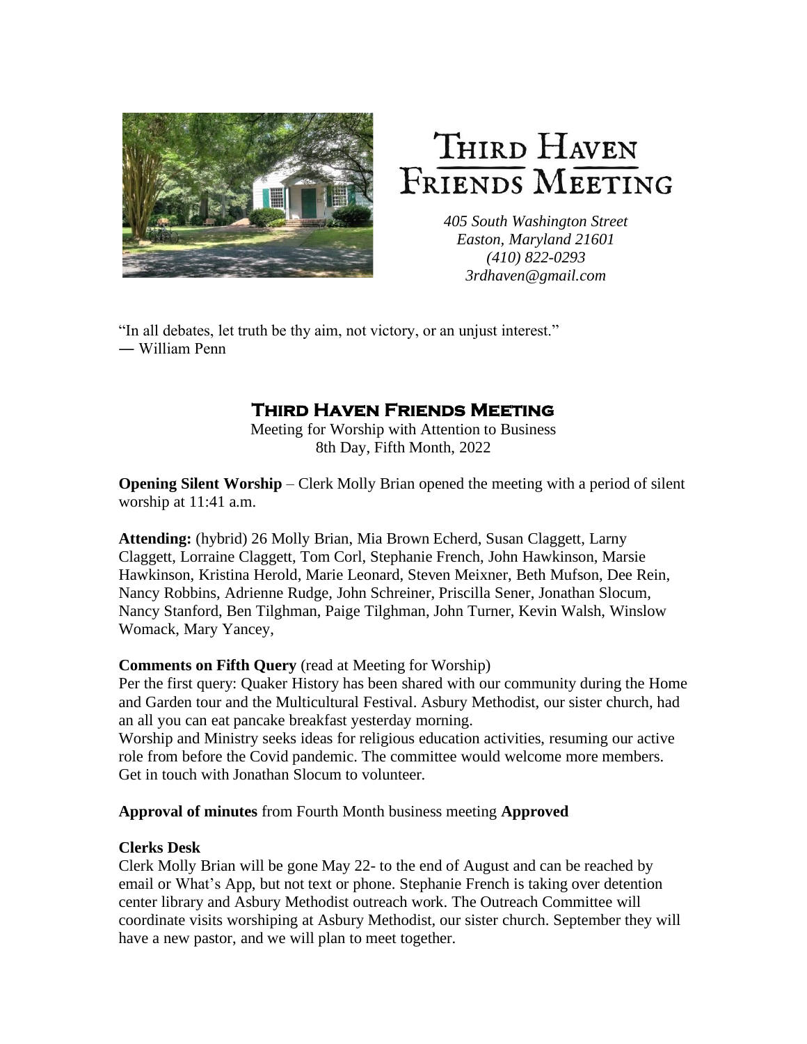# Third Haven Friends Meeting

*405 South Washington Street*
*Easton, Maryland 21601*
*(410) 822-0293*
*3rdhaven@gmail.com*

"In all debates, let truth be thy aim, not victory, or an unjust interest."
― William Penn

## Third Haven Friends Meeting

Meeting for Worship with Attention to Business
8th Day, Fifth Month, 2022

**Opening Silent Worship** – Clerk Molly Brian opened the meeting with a period of silent worship at 11:41 a.m.

**Attending:** (hybrid) 26 Molly Brian, Mia Brown Echerd, Susan Claggett, Larny Claggett, Lorraine Claggett, Tom Corl, Stephanie French, John Hawkinson, Marsie Hawkinson, Kristina Herold, Marie Leonard, Steven Meixner, Beth Mufson, Dee Rein, Nancy Robbins, Adrienne Rudge, John Schreiner, Priscilla Sener, Jonathan Slocum, Nancy Stanford, Ben Tilghman, Paige Tilghman, John Turner, Kevin Walsh, Winslow Womack, Mary Yancey,

**Comments on Fifth Query** (read at Meeting for Worship)
Per the first query: Quaker History has been shared with our community during the Home and Garden tour and the Multicultural Festival. Asbury Methodist, our sister church, had an all you can eat pancake breakfast yesterday morning.
Worship and Ministry seeks ideas for religious education activities, resuming our active role from before the Covid pandemic. The committee would welcome more members. Get in touch with Jonathan Slocum to volunteer.

**Approval of minutes** from Fourth Month business meeting **Approved**

**Clerks Desk**
Clerk Molly Brian will be gone May 22- to the end of August and can be reached by email or What's App, but not text or phone. Stephanie French is taking over detention center library and Asbury Methodist outreach work. The Outreach Committee will coordinate visits worshiping at Asbury Methodist, our sister church. September they will have a new pastor, and we will plan to meet together.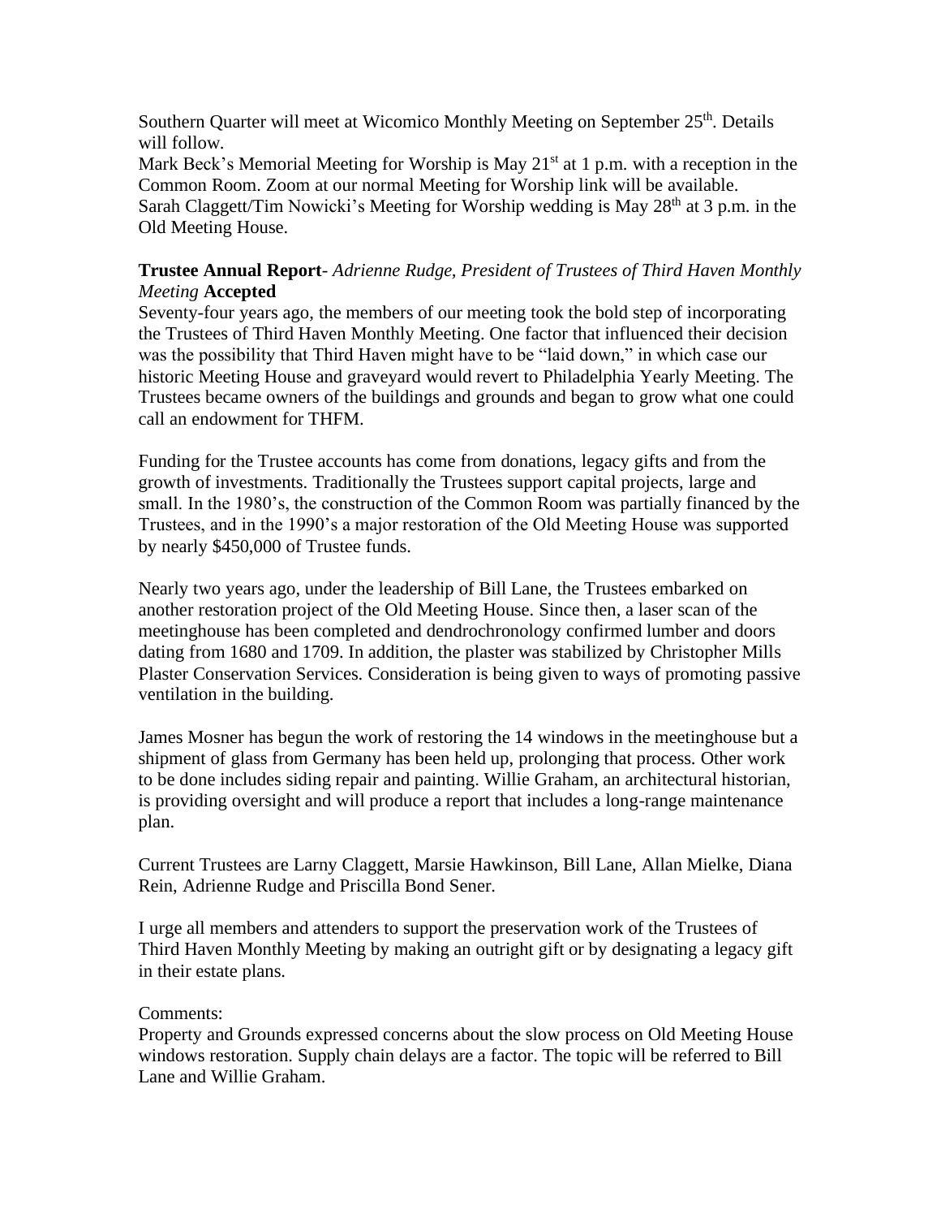Southern Quarter will meet at Wicomico Monthly Meeting on September 25th. Details will follow.
Mark Beck's Memorial Meeting for Worship is May 21st at 1 p.m. with a reception in the Common Room. Zoom at our normal Meeting for Worship link will be available.
Sarah Claggett/Tim Nowicki's Meeting for Worship wedding is May 28th at 3 p.m. in the Old Meeting House.

**Trustee Annual Report**- *Adrienne Rudge, President of Trustees of Third Haven Monthly Meeting* **Accepted**
Seventy-four years ago, the members of our meeting took the bold step of incorporating the Trustees of Third Haven Monthly Meeting. One factor that influenced their decision was the possibility that Third Haven might have to be "laid down," in which case our historic Meeting House and graveyard would revert to Philadelphia Yearly Meeting. The Trustees became owners of the buildings and grounds and began to grow what one could call an endowment for THFM.

Funding for the Trustee accounts has come from donations, legacy gifts and from the growth of investments. Traditionally the Trustees support capital projects, large and small. In the 1980's, the construction of the Common Room was partially financed by the Trustees, and in the 1990's a major restoration of the Old Meeting House was supported by nearly $450,000 of Trustee funds.

Nearly two years ago, under the leadership of Bill Lane, the Trustees embarked on another restoration project of the Old Meeting House. Since then, a laser scan of the meetinghouse has been completed and dendrochronology confirmed lumber and doors dating from 1680 and 1709. In addition, the plaster was stabilized by Christopher Mills Plaster Conservation Services. Consideration is being given to ways of promoting passive ventilation in the building.

James Mosner has begun the work of restoring the 14 windows in the meetinghouse but a shipment of glass from Germany has been held up, prolonging that process. Other work to be done includes siding repair and painting. Willie Graham, an architectural historian, is providing oversight and will produce a report that includes a long-range maintenance plan.

Current Trustees are Larny Claggett, Marsie Hawkinson, Bill Lane, Allan Mielke, Diana Rein, Adrienne Rudge and Priscilla Bond Sener.

I urge all members and attenders to support the preservation work of the Trustees of Third Haven Monthly Meeting by making an outright gift or by designating a legacy gift in their estate plans.

Comments:
Property and Grounds expressed concerns about the slow process on Old Meeting House windows restoration. Supply chain delays are a factor. The topic will be referred to Bill Lane and Willie Graham.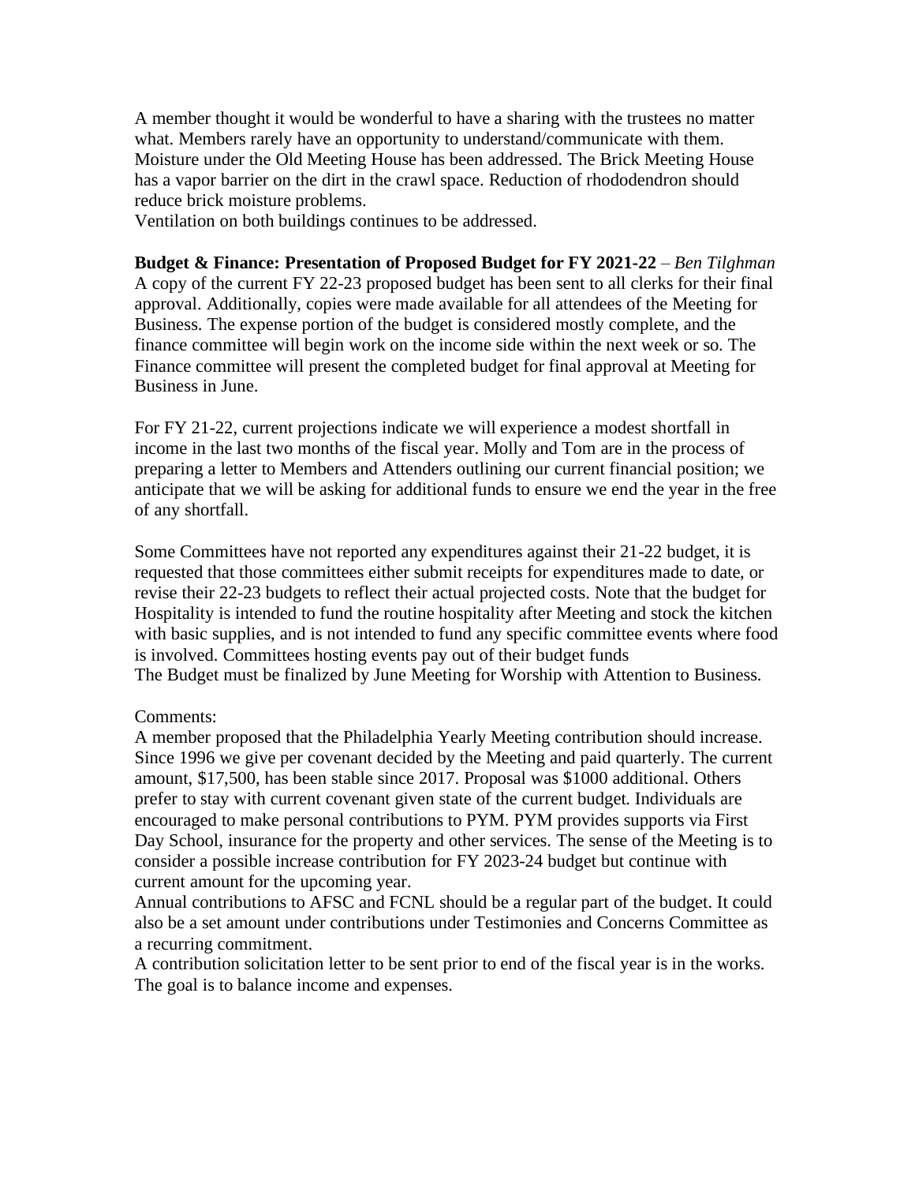A member thought it would be wonderful to have a sharing with the trustees no matter what. Members rarely have an opportunity to understand/communicate with them. Moisture under the Old Meeting House has been addressed. The Brick Meeting House has a vapor barrier on the dirt in the crawl space. Reduction of rhododendron should reduce brick moisture problems.
Ventilation on both buildings continues to be addressed.

**Budget & Finance: Presentation of Proposed Budget for FY 2021-22** – *Ben Tilghman*
A copy of the current FY 22-23 proposed budget has been sent to all clerks for their final approval. Additionally, copies were made available for all attendees of the Meeting for Business. The expense portion of the budget is considered mostly complete, and the finance committee will begin work on the income side within the next week or so. The Finance committee will present the completed budget for final approval at Meeting for Business in June.

For FY 21-22, current projections indicate we will experience a modest shortfall in income in the last two months of the fiscal year. Molly and Tom are in the process of preparing a letter to Members and Attenders outlining our current financial position; we anticipate that we will be asking for additional funds to ensure we end the year in the free of any shortfall.

Some Committees have not reported any expenditures against their 21-22 budget, it is requested that those committees either submit receipts for expenditures made to date, or revise their 22-23 budgets to reflect their actual projected costs. Note that the budget for Hospitality is intended to fund the routine hospitality after Meeting and stock the kitchen with basic supplies, and is not intended to fund any specific committee events where food is involved. Committees hosting events pay out of their budget funds
The Budget must be finalized by June Meeting for Worship with Attention to Business.

Comments:
A member proposed that the Philadelphia Yearly Meeting contribution should increase. Since 1996 we give per covenant decided by the Meeting and paid quarterly. The current amount, $17,500, has been stable since 2017. Proposal was $1000 additional. Others prefer to stay with current covenant given state of the current budget. Individuals are encouraged to make personal contributions to PYM. PYM provides supports via First Day School, insurance for the property and other services. The sense of the Meeting is to consider a possible increase contribution for FY 2023-24 budget but continue with current amount for the upcoming year.
Annual contributions to AFSC and FCNL should be a regular part of the budget. It could also be a set amount under contributions under Testimonies and Concerns Committee as a recurring commitment.
A contribution solicitation letter to be sent prior to end of the fiscal year is in the works. The goal is to balance income and expenses.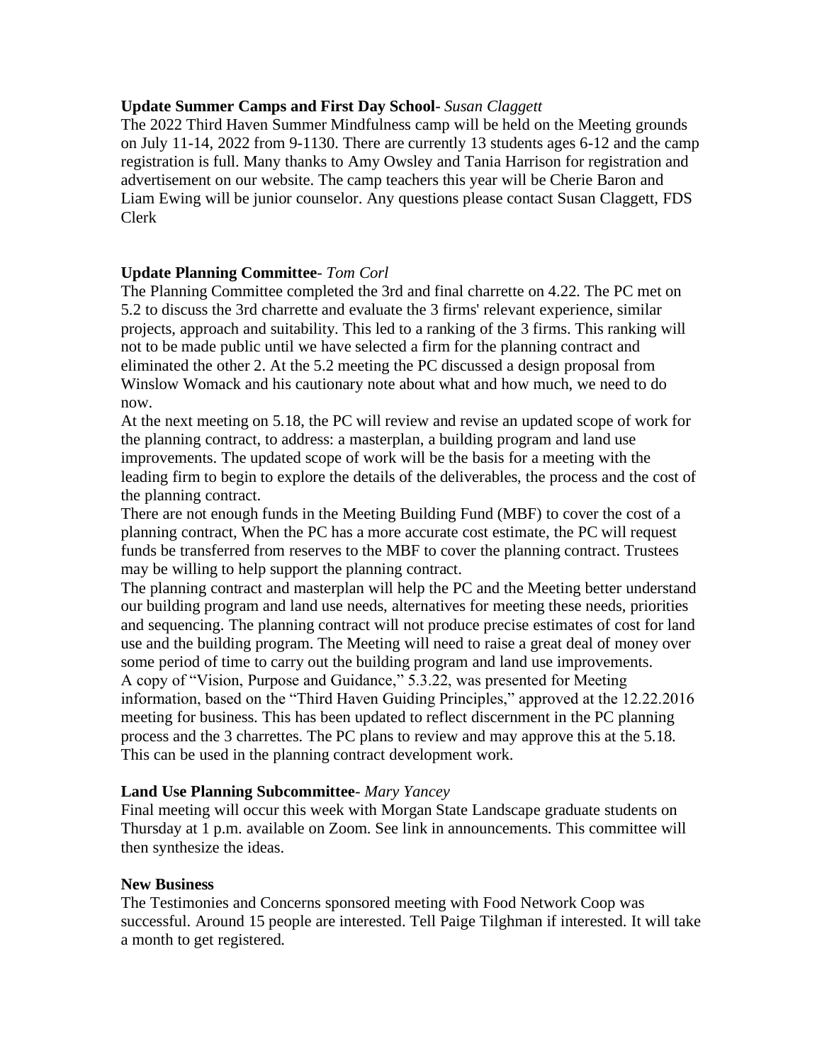**Update Summer Camps and First Day School**- *Susan Claggett*
The 2022 Third Haven Summer Mindfulness camp will be held on the Meeting grounds on July 11-14, 2022 from 9-1130. There are currently 13 students ages 6-12 and the camp registration is full. Many thanks to Amy Owsley and Tania Harrison for registration and advertisement on our website. The camp teachers this year will be Cherie Baron and Liam Ewing will be junior counselor. Any questions please contact Susan Claggett, FDS Clerk

**Update Planning Committee**- *Tom Corl*
The Planning Committee completed the 3rd and final charrette on 4.22. The PC met on 5.2 to discuss the 3rd charrette and evaluate the 3 firms' relevant experience, similar projects, approach and suitability. This led to a ranking of the 3 firms. This ranking will not to be made public until we have selected a firm for the planning contract and eliminated the other 2. At the 5.2 meeting the PC discussed a design proposal from Winslow Womack and his cautionary note about what and how much, we need to do now.
At the next meeting on 5.18, the PC will review and revise an updated scope of work for the planning contract, to address: a masterplan, a building program and land use improvements. The updated scope of work will be the basis for a meeting with the leading firm to begin to explore the details of the deliverables, the process and the cost of the planning contract.
There are not enough funds in the Meeting Building Fund (MBF) to cover the cost of a planning contract, When the PC has a more accurate cost estimate, the PC will request funds be transferred from reserves to the MBF to cover the planning contract. Trustees may be willing to help support the planning contract.
The planning contract and masterplan will help the PC and the Meeting better understand our building program and land use needs, alternatives for meeting these needs, priorities and sequencing. The planning contract will not produce precise estimates of cost for land use and the building program. The Meeting will need to raise a great deal of money over some period of time to carry out the building program and land use improvements.
A copy of "Vision, Purpose and Guidance," 5.3.22, was presented for Meeting information, based on the "Third Haven Guiding Principles," approved at the 12.22.2016 meeting for business. This has been updated to reflect discernment in the PC planning process and the 3 charrettes. The PC plans to review and may approve this at the 5.18. This can be used in the planning contract development work.

**Land Use Planning Subcommittee**- *Mary Yancey*
Final meeting will occur this week with Morgan State Landscape graduate students on Thursday at 1 p.m. available on Zoom. See link in announcements. This committee will then synthesize the ideas.

**New Business**
The Testimonies and Concerns sponsored meeting with Food Network Coop was successful. Around 15 people are interested. Tell Paige Tilghman if interested. It will take a month to get registered.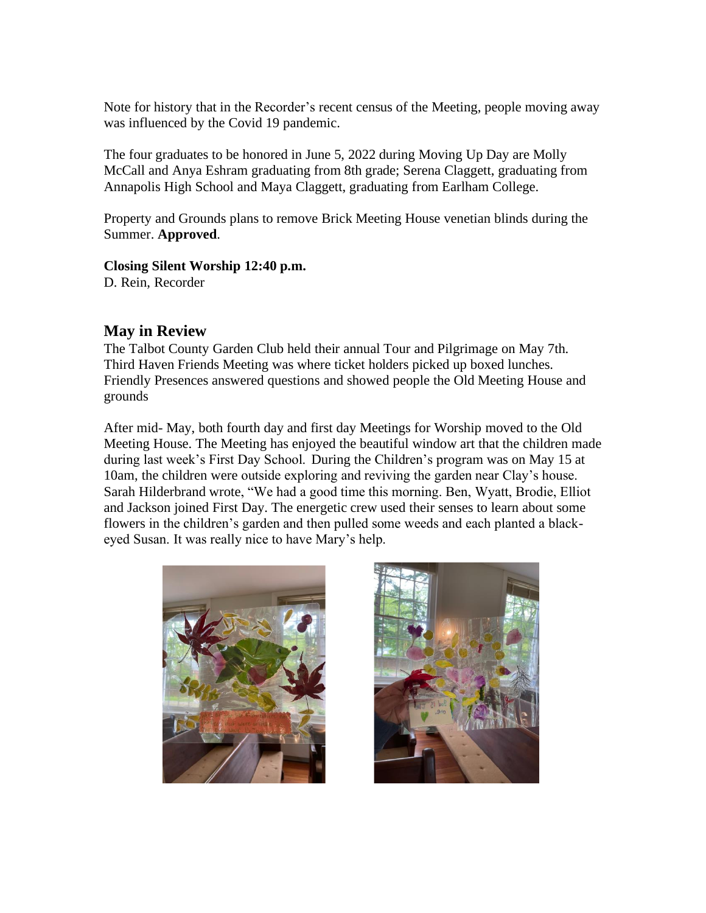Note for history that in the Recorder's recent census of the Meeting, people moving away was influenced by the Covid 19 pandemic.

The four graduates to be honored in June 5, 2022 during Moving Up Day are Molly McCall and Anya Eshram graduating from 8th grade; Serena Claggett, graduating from Annapolis High School and Maya Claggett, graduating from Earlham College.

Property and Grounds plans to remove Brick Meeting House venetian blinds during the Summer. **Approved**.

**Closing Silent Worship 12:40 p.m.**
D. Rein, Recorder

## May in Review

The Talbot County Garden Club held their annual Tour and Pilgrimage on May 7th. Third Haven Friends Meeting was where ticket holders picked up boxed lunches. Friendly Presences answered questions and showed people the Old Meeting House and grounds

After mid- May, both fourth day and first day Meetings for Worship moved to the Old Meeting House. The Meeting has enjoyed the beautiful window art that the children made during last week's First Day School. During the Children's program was on May 15 at 10am, the children were outside exploring and reviving the garden near Clay's house. Sarah Hilderbrand wrote, "We had a good time this morning. Ben, Wyatt, Brodie, Elliot and Jackson joined First Day. The energetic crew used their senses to learn about some flowers in the children's garden and then pulled some weeds and each planted a black-eyed Susan. It was really nice to have Mary's help.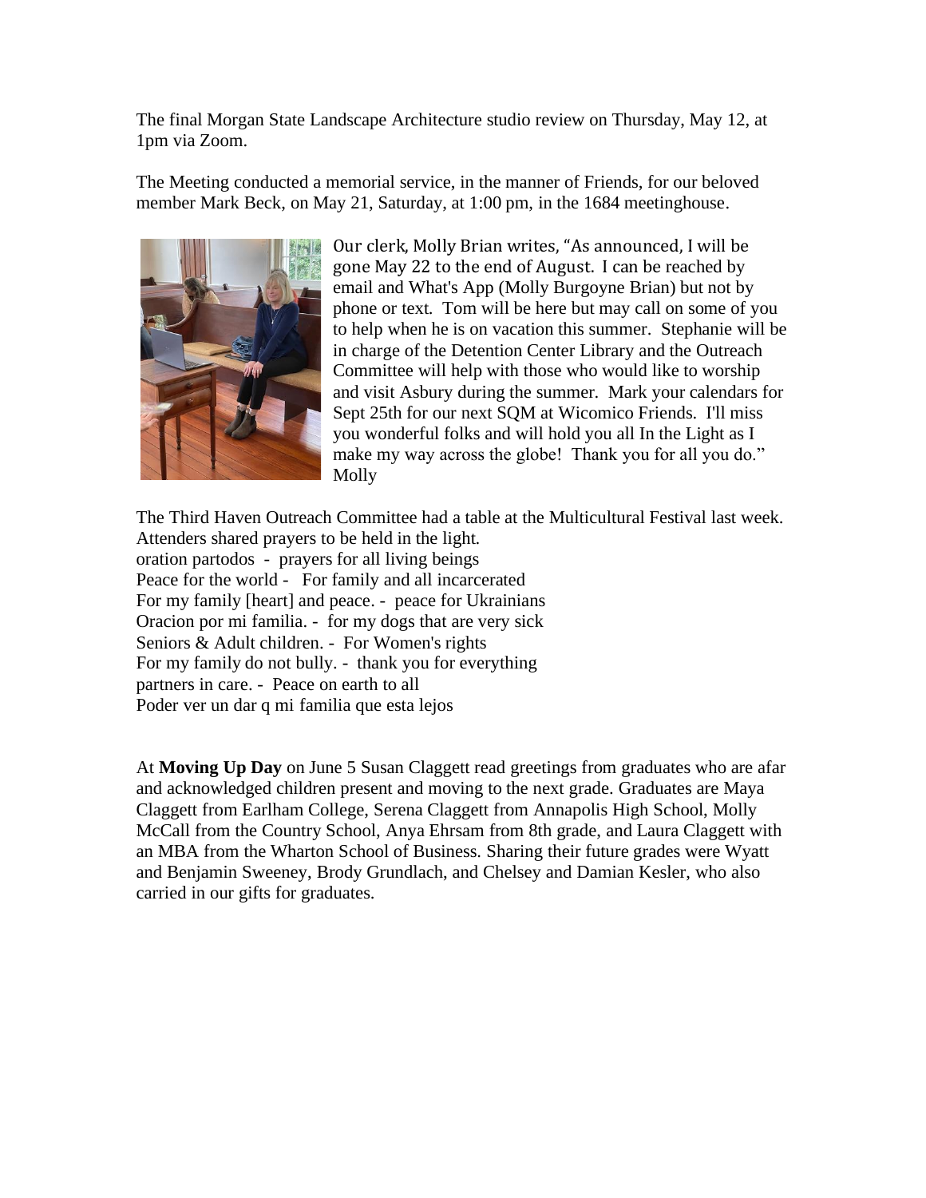The final Morgan State Landscape Architecture studio review on Thursday, May 12, at 1pm via Zoom.

The Meeting conducted a memorial service, in the manner of Friends, for our beloved member Mark Beck, on May 21, Saturday, at 1:00 pm, in the 1684 meetinghouse.

Our clerk, Molly Brian writes, "As announced, I will be gone May 22 to the end of August. I can be reached by email and What's App (Molly Burgoyne Brian) but not by phone or text. Tom will be here but may call on some of you to help when he is on vacation this summer. Stephanie will be in charge of the Detention Center Library and the Outreach Committee will help with those who would like to worship and visit Asbury during the summer. Mark your calendars for Sept 25th for our next SQM at Wicomico Friends. I'll miss you wonderful folks and will hold you all In the Light as I make my way across the globe! Thank you for all you do." Molly

The Third Haven Outreach Committee had a table at the Multicultural Festival last week. Attenders shared prayers to be held in the light.
oration partodos - prayers for all living beings
Peace for the world - For family and all incarcerated
For my family [heart] and peace. - peace for Ukrainians
Oracion por mi familia. - for my dogs that are very sick
Seniors & Adult children. - For Women's rights
For my family do not bully. - thank you for everything
partners in care. - Peace on earth to all
Poder ver un dar q mi familia que esta lejos

At **Moving Up Day** on June 5 Susan Claggett read greetings from graduates who are afar and acknowledged children present and moving to the next grade. Graduates are Maya Claggett from Earlham College, Serena Claggett from Annapolis High School, Molly McCall from the Country School, Anya Ehrsam from 8th grade, and Laura Claggett with an MBA from the Wharton School of Business. Sharing their future grades were Wyatt and Benjamin Sweeney, Brody Grundlach, and Chelsey and Damian Kesler, who also carried in our gifts for graduates.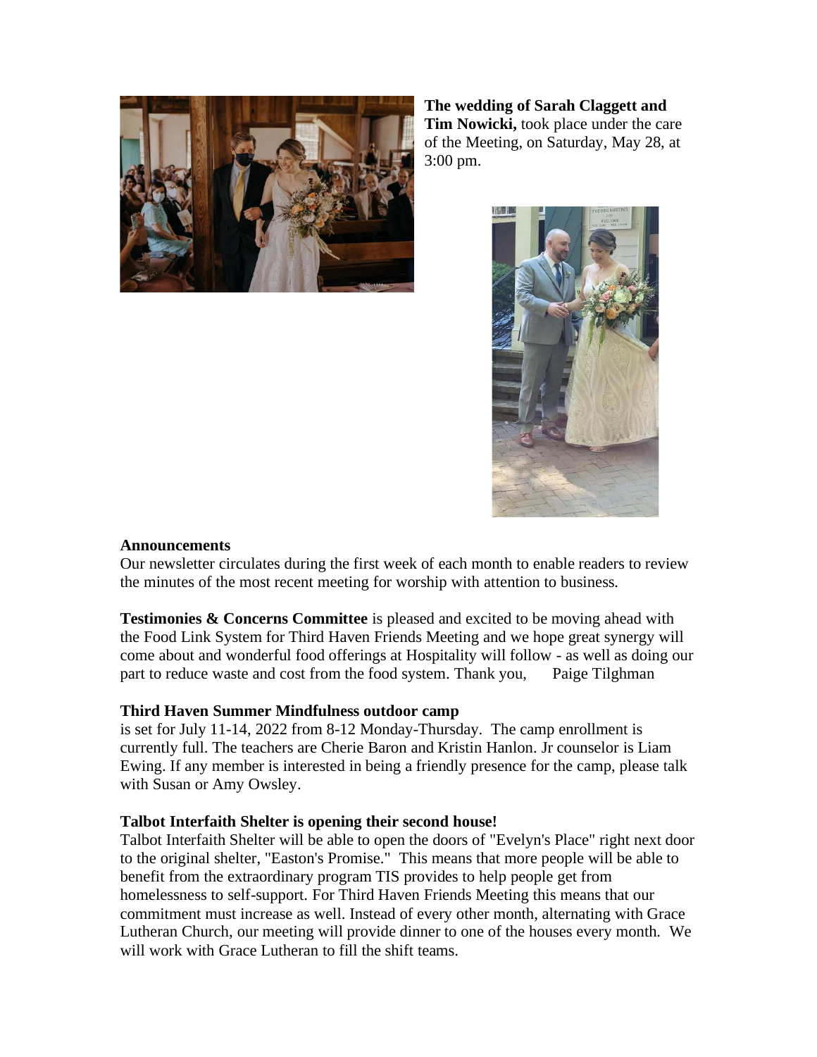**The wedding of Sarah Claggett and Tim Nowicki,** took place under the care of the Meeting, on Saturday, May 28, at 3:00 pm.

**Announcements**

Our newsletter circulates during the first week of each month to enable readers to review the minutes of the most recent meeting for worship with attention to business.

**Testimonies & Concerns Committee** is pleased and excited to be moving ahead with the Food Link System for Third Haven Friends Meeting and we hope great synergy will come about and wonderful food offerings at Hospitality will follow - as well as doing our part to reduce waste and cost from the food system. Thank you, Paige Tilghman

**Third Haven Summer Mindfulness outdoor camp**

is set for July 11-14, 2022 from 8-12 Monday-Thursday. The camp enrollment is currently full. The teachers are Cherie Baron and Kristin Hanlon. Jr counselor is Liam Ewing. If any member is interested in being a friendly presence for the camp, please talk with Susan or Amy Owsley.

**Talbot Interfaith Shelter is opening their second house!**

Talbot Interfaith Shelter will be able to open the doors of "Evelyn's Place" right next door to the original shelter, "Easton's Promise." This means that more people will be able to benefit from the extraordinary program TIS provides to help people get from homelessness to self-support. For Third Haven Friends Meeting this means that our commitment must increase as well. Instead of every other month, alternating with Grace Lutheran Church, our meeting will provide dinner to one of the houses every month. We will work with Grace Lutheran to fill the shift teams.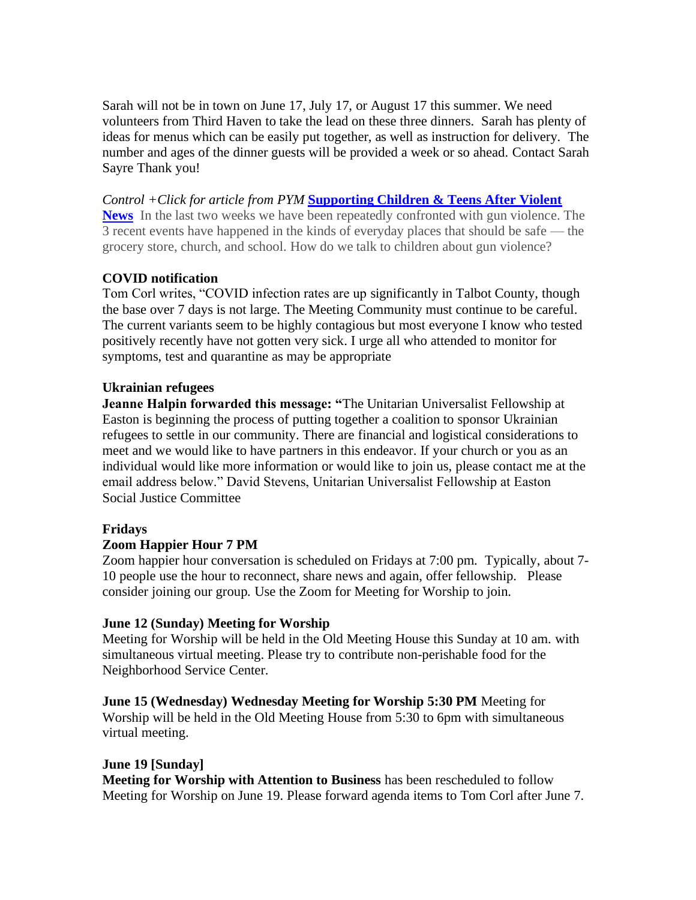Sarah will not be in town on June 17, July 17, or August 17 this summer. We need volunteers from Third Haven to take the lead on these three dinners. Sarah has plenty of ideas for menus which can be easily put together, as well as instruction for delivery. The number and ages of the dinner guests will be provided a week or so ahead. Contact Sarah Sayre Thank you!

*Control +Click for article from PYM* **Supporting Children & Teens After Violent News** In the last two weeks we have been repeatedly confronted with gun violence. The 3 recent events have happened in the kinds of everyday places that should be safe — the grocery store, church, and school. How do we talk to children about gun violence?

**COVID notification**

Tom Corl writes, "COVID infection rates are up significantly in Talbot County, though the base over 7 days is not large. The Meeting Community must continue to be careful. The current variants seem to be highly contagious but most everyone I know who tested positively recently have not gotten very sick. I urge all who attended to monitor for symptoms, test and quarantine as may be appropriate

**Ukrainian refugees**

**Jeanne Halpin forwarded this message: "**The Unitarian Universalist Fellowship at Easton is beginning the process of putting together a coalition to sponsor Ukrainian refugees to settle in our community. There are financial and logistical considerations to meet and we would like to have partners in this endeavor. If your church or you as an individual would like more information or would like to join us, please contact me at the email address below." David Stevens, Unitarian Universalist Fellowship at Easton Social Justice Committee

**Fridays**

**Zoom Happier Hour 7 PM**

Zoom happier hour conversation is scheduled on Fridays at 7:00 pm. Typically, about 7-10 people use the hour to reconnect, share news and again, offer fellowship. Please consider joining our group. Use the Zoom for Meeting for Worship to join.

**June 12 (Sunday) Meeting for Worship**

Meeting for Worship will be held in the Old Meeting House this Sunday at 10 am. with simultaneous virtual meeting. Please try to contribute non-perishable food for the Neighborhood Service Center.

**June 15 (Wednesday) Wednesday Meeting for Worship 5:30 PM** Meeting for Worship will be held in the Old Meeting House from 5:30 to 6pm with simultaneous virtual meeting.

**June 19 [Sunday]**

**Meeting for Worship with Attention to Business** has been rescheduled to follow Meeting for Worship on June 19. Please forward agenda items to Tom Corl after June 7.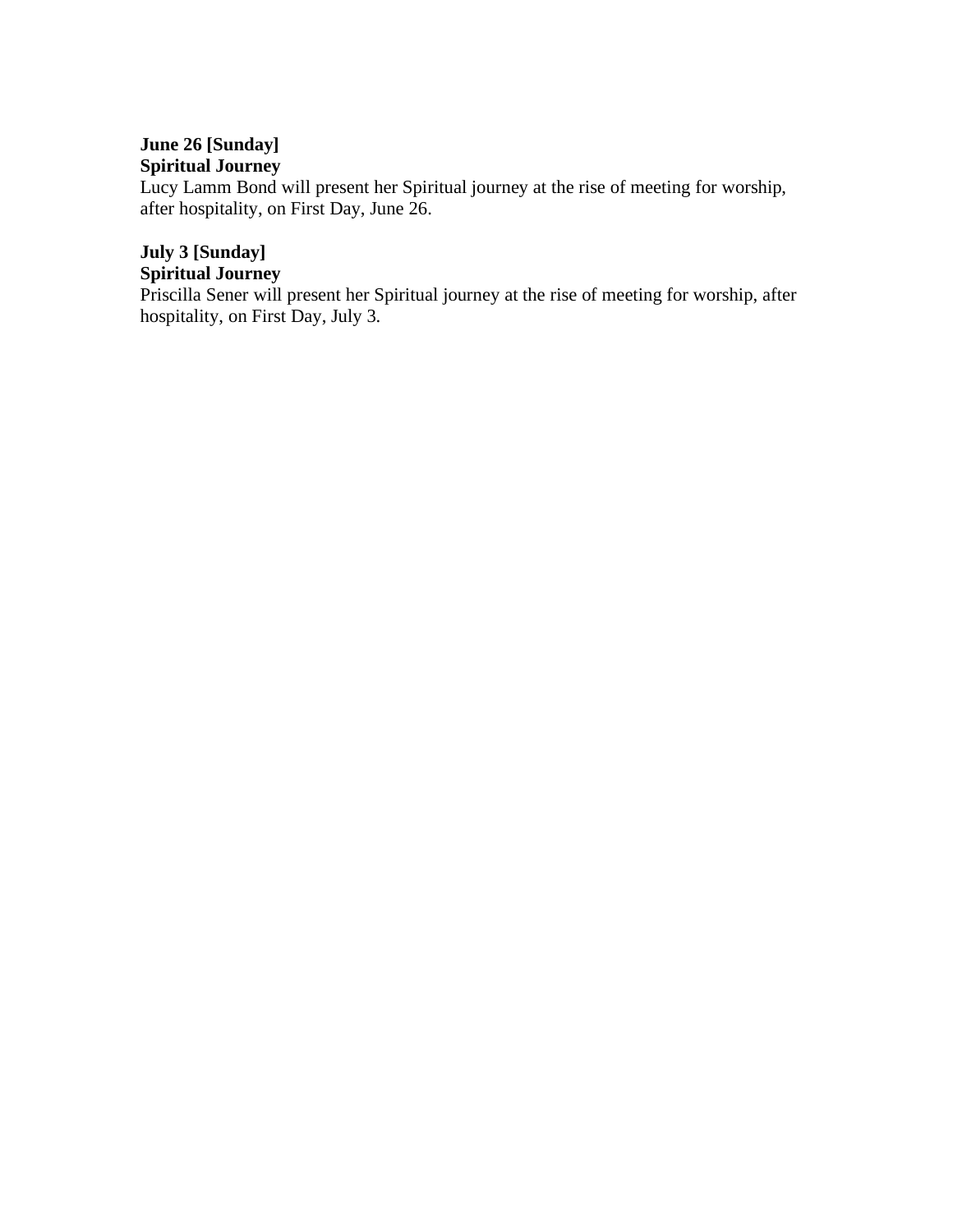**June 26 [Sunday]**
**Spiritual Journey**
Lucy Lamm Bond will present her Spiritual journey at the rise of meeting for worship, after hospitality, on First Day, June 26.

**July 3 [Sunday]**
**Spiritual Journey**
Priscilla Sener will present her Spiritual journey at the rise of meeting for worship, after hospitality, on First Day, July 3.